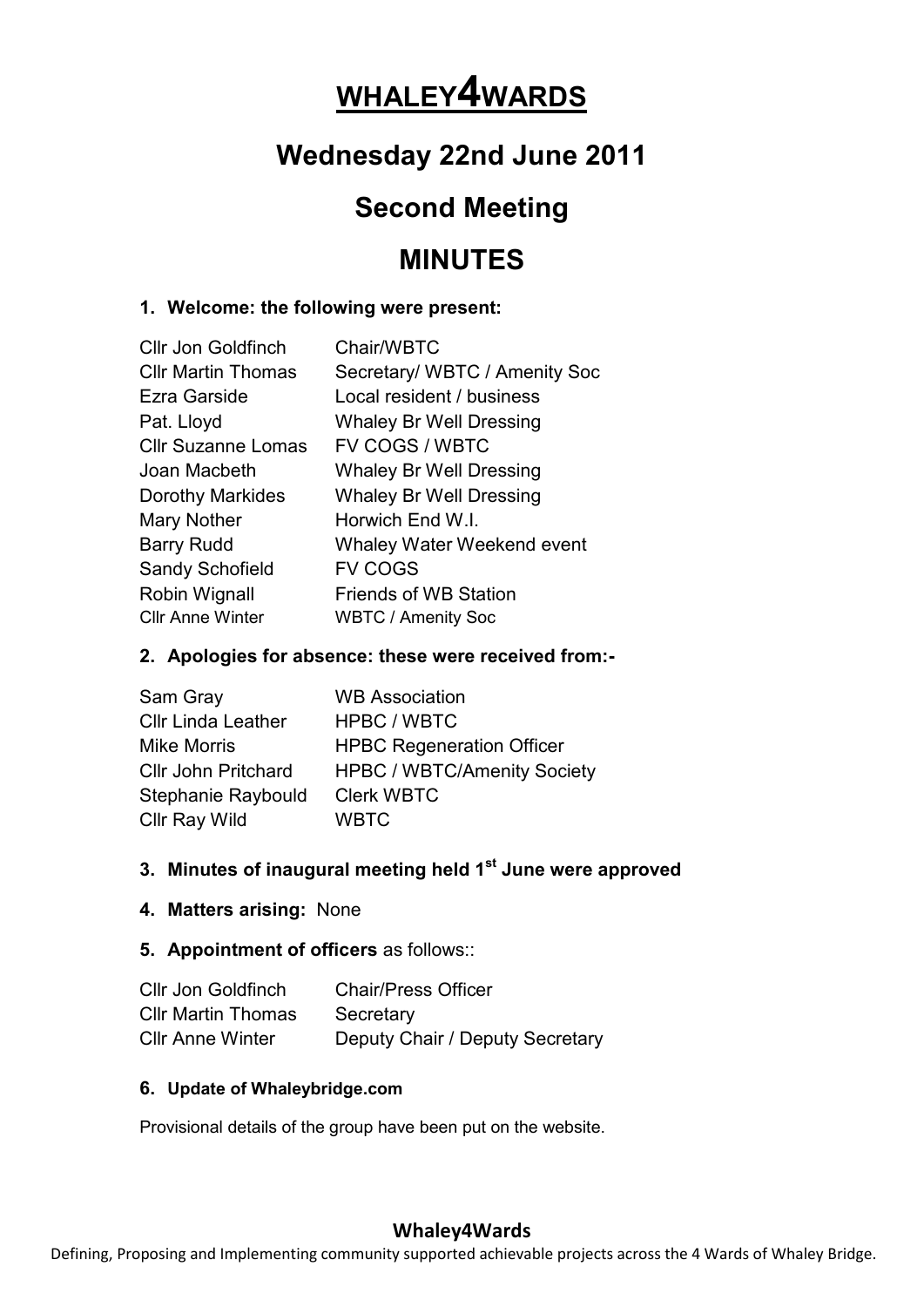# WHALEY4WARDS

## Wednesday 22nd June 2011

## Second Meeting

## MINUTES

**1. Welcome: the following were present:**

| | |
|---|---|
| Cllr Jon Goldfinch | Chair/WBTC |
| Cllr Martin Thomas | Secretary/ WBTC / Amenity Soc |
| Ezra Garside | Local resident / business |
| Pat. Lloyd | Whaley Br Well Dressing |
| Cllr Suzanne Lomas | FV COGS / WBTC |
| Joan Macbeth | Whaley Br Well Dressing |
| Dorothy Markides | Whaley Br Well Dressing |
| Mary Nother | Horwich End W.I. |
| Barry Rudd | Whaley Water Weekend event |
| Sandy Schofield | FV COGS |
| Robin Wignall | Friends of WB Station |
| Cllr Anne Winter | WBTC / Amenity Soc |

**2. Apologies for absence: these were received from:-**

| | |
|---|---|
| Sam Gray | WB Association |
| Cllr Linda Leather | HPBC / WBTC |
| Mike Morris | HPBC Regeneration Officer |
| Cllr John Pritchard | HPBC / WBTC/Amenity Society |
| Stephanie Raybould | Clerk WBTC |
| Cllr Ray Wild | WBTC |

**3. Minutes of inaugural meeting held 1st June were approved**

**4. Matters arising:** None

**5. Appointment of officers** as follows::

| | |
|---|---|
| Cllr Jon Goldfinch | Chair/Press Officer |
| Cllr Martin Thomas | Secretary |
| Cllr Anne Winter | Deputy Chair / Deputy Secretary |

**6. Update of Whaleybridge.com**

Provisional details of the group have been put on the website.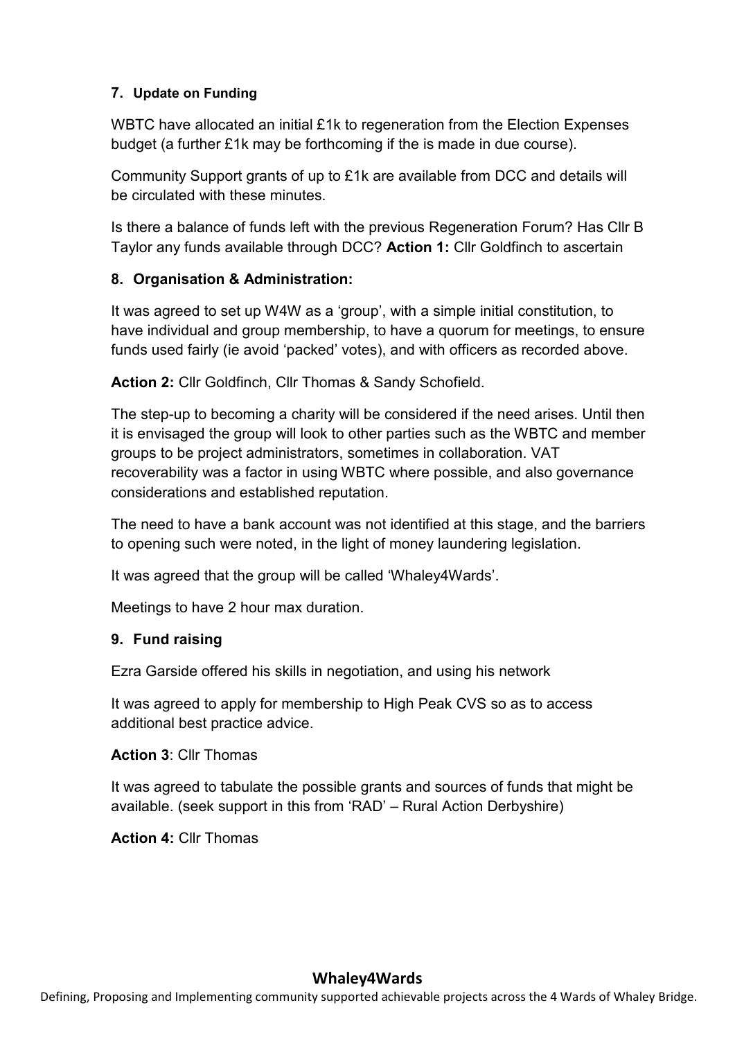## 7. Update on Funding

WBTC have allocated an initial £1k to regeneration from the Election Expenses budget (a further £1k may be forthcoming if the is made in due course).

Community Support grants of up to £1k are available from DCC and details will be circulated with these minutes.

Is there a balance of funds left with the previous Regeneration Forum? Has Cllr B Taylor any funds available through DCC? **Action 1:** Cllr Goldfinch to ascertain

## 8. Organisation & Administration:

It was agreed to set up W4W as a 'group', with a simple initial constitution, to have individual and group membership, to have a quorum for meetings, to ensure funds used fairly (ie avoid 'packed' votes), and with officers as recorded above.

**Action 2:** Cllr Goldfinch, Cllr Thomas & Sandy Schofield.

The step-up to becoming a charity will be considered if the need arises. Until then it is envisaged the group will look to other parties such as the WBTC and member groups to be project administrators, sometimes in collaboration. VAT recoverability was a factor in using WBTC where possible, and also governance considerations and established reputation.

The need to have a bank account was not identified at this stage, and the barriers to opening such were noted, in the light of money laundering legislation.

It was agreed that the group will be called 'Whaley4Wards'.

Meetings to have 2 hour max duration.

## 9. Fund raising

Ezra Garside offered his skills in negotiation, and using his network

It was agreed to apply for membership to High Peak CVS so as to access additional best practice advice.

**Action 3**: Cllr Thomas

It was agreed to tabulate the possible grants and sources of funds that might be available. (seek support in this from 'RAD' – Rural Action Derbyshire)

**Action 4:** Cllr Thomas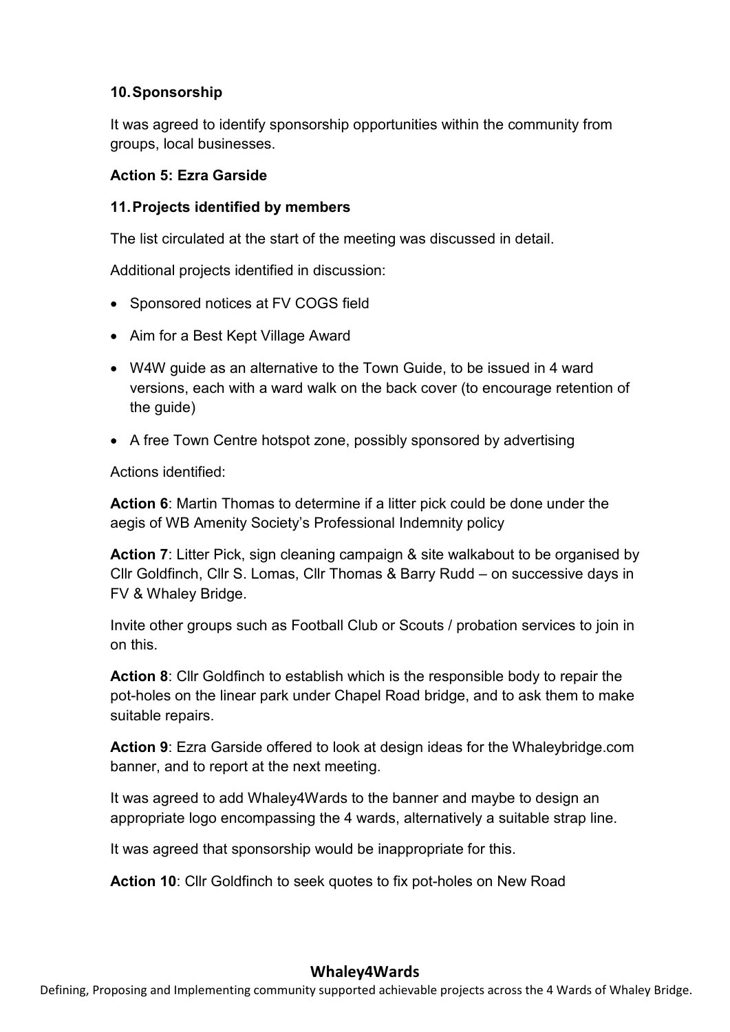**10. Sponsorship**

It was agreed to identify sponsorship opportunities within the community from groups, local businesses.

**Action 5: Ezra Garside**

**11. Projects identified by members**

The list circulated at the start of the meeting was discussed in detail.

Additional projects identified in discussion:

- Sponsored notices at FV COGS field
- Aim for a Best Kept Village Award
- W4W guide as an alternative to the Town Guide, to be issued in 4 ward versions, each with a ward walk on the back cover (to encourage retention of the guide)
- A free Town Centre hotspot zone, possibly sponsored by advertising

Actions identified:

**Action 6**: Martin Thomas to determine if a litter pick could be done under the aegis of WB Amenity Society's Professional Indemnity policy

**Action 7**: Litter Pick, sign cleaning campaign & site walkabout to be organised by Cllr Goldfinch, Cllr S. Lomas, Cllr Thomas & Barry Rudd – on successive days in FV & Whaley Bridge.

Invite other groups such as Football Club or Scouts / probation services to join in on this.

**Action 8**: Cllr Goldfinch to establish which is the responsible body to repair the pot-holes on the linear park under Chapel Road bridge, and to ask them to make suitable repairs.

**Action 9**: Ezra Garside offered to look at design ideas for the Whaleybridge.com banner, and to report at the next meeting.

It was agreed to add Whaley4Wards to the banner and maybe to design an appropriate logo encompassing the 4 wards, alternatively a suitable strap line.

It was agreed that sponsorship would be inappropriate for this.

**Action 10**: Cllr Goldfinch to seek quotes to fix pot-holes on New Road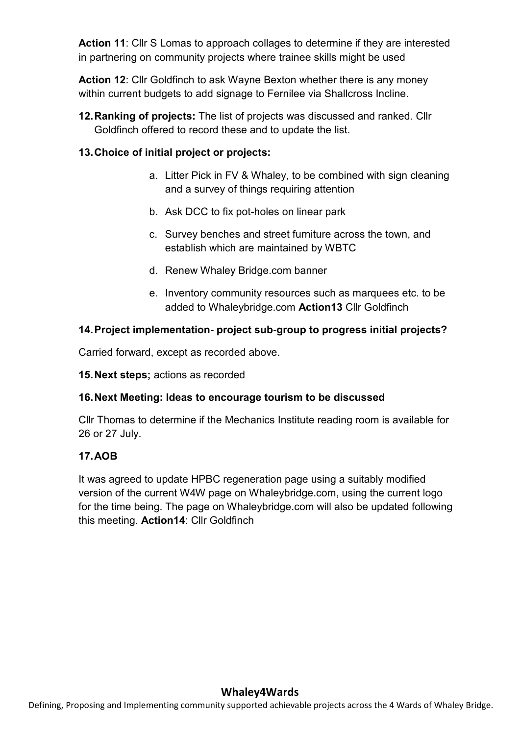**Action 11**: Cllr S Lomas to approach collages to determine if they are interested in partnering on community projects where trainee skills might be used

**Action 12**: Cllr Goldfinch to ask Wayne Bexton whether there is any money within current budgets to add signage to Fernilee via Shallcross Incline.

**12. Ranking of projects:** The list of projects was discussed and ranked. Cllr Goldfinch offered to record these and to update the list.

**13. Choice of initial project or projects:**

a. Litter Pick in FV & Whaley, to be combined with sign cleaning and a survey of things requiring attention

b. Ask DCC to fix pot-holes on linear park

c. Survey benches and street furniture across the town, and establish which are maintained by WBTC

d. Renew Whaley Bridge.com banner

e. Inventory community resources such as marquees etc. to be added to Whaleybridge.com **Action13** Cllr Goldfinch

**14. Project implementation- project sub-group to progress initial projects?**

Carried forward, except as recorded above.

**15. Next steps;** actions as recorded

**16. Next Meeting: Ideas to encourage tourism to be discussed**

Cllr Thomas to determine if the Mechanics Institute reading room is available for 26 or 27 July.

**17. AOB**

It was agreed to update HPBC regeneration page using a suitably modified version of the current W4W page on Whaleybridge.com, using the current logo for the time being. The page on Whaleybridge.com will also be updated following this meeting. **Action14**: Cllr Goldfinch